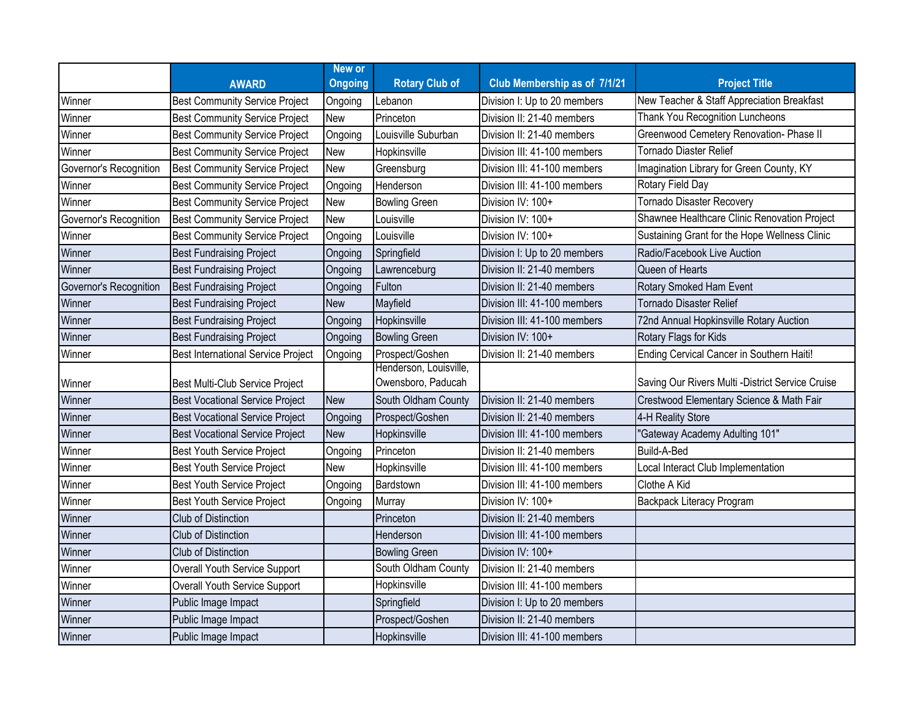| | AWARD | New or Ongoing | Rotary Club of | Club Membership as of 7/1/21 | Project Title |
|---|---|---|---|---|---|
| Winner | Best Community Service Project | Ongoing | Lebanon | Division I: Up to 20 members | New Teacher & Staff Appreciation Breakfast |
| Winner | Best Community Service Project | New | Princeton | Division II: 21-40 members | Thank You Recognition Luncheons |
| Winner | Best Community Service Project | Ongoing | Louisville Suburban | Division II: 21-40 members | Greenwood Cemetery Renovation- Phase II |
| Winner | Best Community Service Project | New | Hopkinsville | Division III: 41-100 members | Tornado Diaster Relief |
| Governor's Recognition | Best Community Service Project | New | Greensburg | Division III: 41-100 members | Imagination Library for Green County, KY |
| Winner | Best Community Service Project | Ongoing | Henderson | Division III: 41-100 members | Rotary Field Day |
| Winner | Best Community Service Project | New | Bowling Green | Division IV: 100+ | Tornado Disaster Recovery |
| Governor's Recognition | Best Community Service Project | New | Louisville | Division IV: 100+ | Shawnee Healthcare Clinic Renovation Project |
| Winner | Best Community Service Project | Ongoing | Louisville | Division IV: 100+ | Sustaining Grant for the Hope Wellness Clinic |
| Winner | Best Fundraising Project | Ongoing | Springfield | Division I: Up to 20 members | Radio/Facebook Live Auction |
| Winner | Best Fundraising Project | Ongoing | Lawrenceburg | Division II: 21-40 members | Queen of Hearts |
| Governor's Recognition | Best Fundraising Project | Ongoing | Fulton | Division II: 21-40 members | Rotary Smoked Ham Event |
| Winner | Best Fundraising Project | New | Mayfield | Division III: 41-100 members | Tornado Disaster Relief |
| Winner | Best Fundraising Project | Ongoing | Hopkinsville | Division III: 41-100 members | 72nd Annual Hopkinsville Rotary Auction |
| Winner | Best Fundraising Project | Ongoing | Bowling Green | Division IV: 100+ | Rotary Flags for Kids |
| Winner | Best International Service Project | Ongoing | Prospect/Goshen | Division II: 21-40 members | Ending Cervical Cancer in Southern Haiti! |
| Winner | Best Multi-Club Service Project | | Henderson, Louisville, Owensboro, Paducah | | Saving Our Rivers Multi -District Service Cruise |
| Winner | Best Vocational Service Project | New | South Oldham County | Division II: 21-40 members | Crestwood Elementary Science & Math Fair |
| Winner | Best Vocational Service Project | Ongoing | Prospect/Goshen | Division II: 21-40 members | 4-H Reality Store |
| Winner | Best Vocational Service Project | New | Hopkinsville | Division III: 41-100 members | "Gateway Academy Adulting 101" |
| Winner | Best Youth Service Project | Ongoing | Princeton | Division II: 21-40 members | Build-A-Bed |
| Winner | Best Youth Service Project | New | Hopkinsville | Division III: 41-100 members | Local Interact Club Implementation |
| Winner | Best Youth Service Project | Ongoing | Bardstown | Division III: 41-100 members | Clothe A Kid |
| Winner | Best Youth Service Project | Ongoing | Murray | Division IV: 100+ | Backpack Literacy Program |
| Winner | Club of Distinction | | Princeton | Division II: 21-40 members | |
| Winner | Club of Distinction | | Henderson | Division III: 41-100 members | |
| Winner | Club of Distinction | | Bowling Green | Division IV: 100+ | |
| Winner | Overall Youth Service Support | | South Oldham County | Division II: 21-40 members | |
| Winner | Overall Youth Service Support | | Hopkinsville | Division III: 41-100 members | |
| Winner | Public Image Impact | | Springfield | Division I: Up to 20 members | |
| Winner | Public Image Impact | | Prospect/Goshen | Division II: 21-40 members | |
| Winner | Public Image Impact | | Hopkinsville | Division III: 41-100 members | |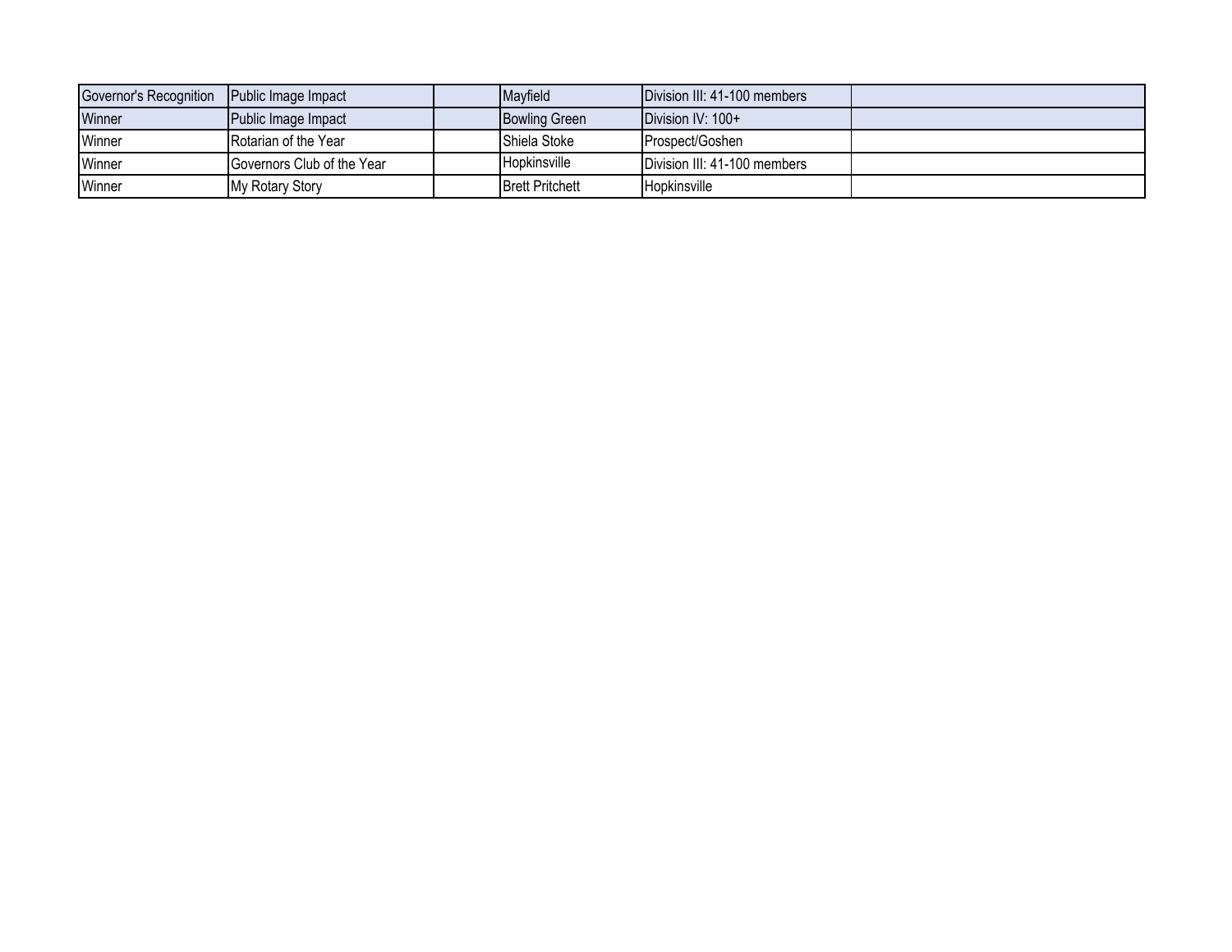| | | | | | |
|---|---|---|---|---|---|
| Governor's Recognition | Public Image Impact | | Mayfield | Division III: 41-100 members | |
| Winner | Public Image Impact | | Bowling Green | Division IV: 100+ | |
| Winner | Rotarian of the Year | | Shiela Stoke | Prospect/Goshen | |
| Winner | Governors Club of the Year | | Hopkinsville | Division III: 41-100 members | |
| Winner | My Rotary Story | | Brett Pritchett | Hopkinsville | |